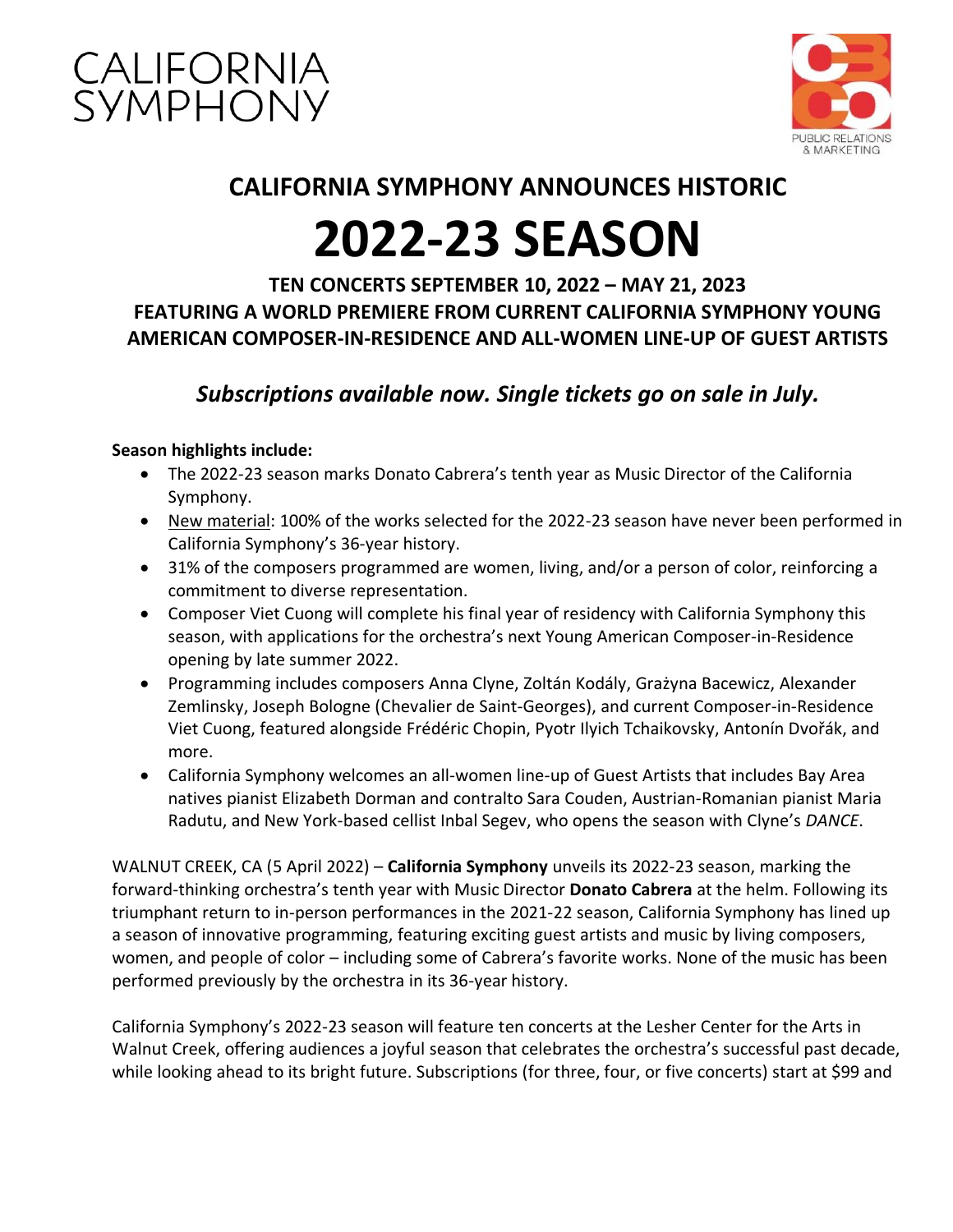CALIFORNIA SYMPHONY

PUBLIC RELATIONS & MARKETING

# CALIFORNIA SYMPHONY ANNOUNCES HISTORIC
# 2022-23 SEASON

## TEN CONCERTS SEPTEMBER 10, 2022 – MAY 21, 2023
## FEATURING A WORLD PREMIERE FROM CURRENT CALIFORNIA SYMPHONY YOUNG AMERICAN COMPOSER-IN-RESIDENCE AND ALL-WOMEN LINE-UP OF GUEST ARTISTS

### *Subscriptions available now. Single tickets go on sale in July.*

**Season highlights include:**

- The 2022-23 season marks Donato Cabrera's tenth year as Music Director of the California Symphony.
- New material: 100% of the works selected for the 2022-23 season have never been performed in California Symphony's 36-year history.
- 31% of the composers programmed are women, living, and/or a person of color, reinforcing a commitment to diverse representation.
- Composer Viet Cuong will complete his final year of residency with California Symphony this season, with applications for the orchestra's next Young American Composer-in-Residence opening by late summer 2022.
- Programming includes composers Anna Clyne, Zoltán Kodály, Grażyna Bacewicz, Alexander Zemlinsky, Joseph Bologne (Chevalier de Saint-Georges), and current Composer-in-Residence Viet Cuong, featured alongside Frédéric Chopin, Pyotr Ilyich Tchaikovsky, Antonín Dvořák, and more.
- California Symphony welcomes an all-women line-up of Guest Artists that includes Bay Area natives pianist Elizabeth Dorman and contralto Sara Couden, Austrian-Romanian pianist Maria Radutu, and New York-based cellist Inbal Segev, who opens the season with Clyne's *DANCE*.

WALNUT CREEK, CA (5 April 2022) – **California Symphony** unveils its 2022-23 season, marking the forward-thinking orchestra's tenth year with Music Director **Donato Cabrera** at the helm. Following its triumphant return to in-person performances in the 2021-22 season, California Symphony has lined up a season of innovative programming, featuring exciting guest artists and music by living composers, women, and people of color – including some of Cabrera's favorite works. None of the music has been performed previously by the orchestra in its 36-year history.

California Symphony's 2022-23 season will feature ten concerts at the Lesher Center for the Arts in Walnut Creek, offering audiences a joyful season that celebrates the orchestra's successful past decade, while looking ahead to its bright future. Subscriptions (for three, four, or five concerts) start at $99 and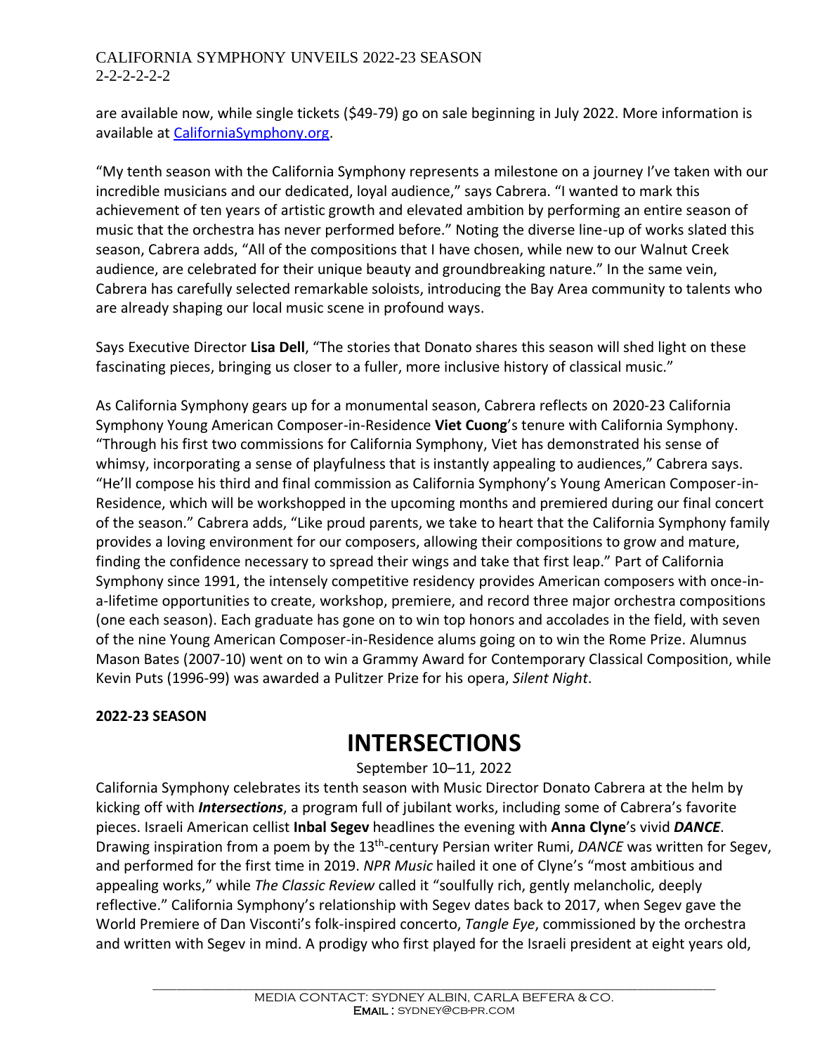are available now, while single tickets ($49-79) go on sale beginning in July 2022. More information is available at [CaliforniaSymphony.org](CaliforniaSymphony.org).

"My tenth season with the California Symphony represents a milestone on a journey I've taken with our incredible musicians and our dedicated, loyal audience," says Cabrera. "I wanted to mark this achievement of ten years of artistic growth and elevated ambition by performing an entire season of music that the orchestra has never performed before." Noting the diverse line-up of works slated this season, Cabrera adds, "All of the compositions that I have chosen, while new to our Walnut Creek audience, are celebrated for their unique beauty and groundbreaking nature." In the same vein, Cabrera has carefully selected remarkable soloists, introducing the Bay Area community to talents who are already shaping our local music scene in profound ways.

Says Executive Director **Lisa Dell**, "The stories that Donato shares this season will shed light on these fascinating pieces, bringing us closer to a fuller, more inclusive history of classical music."

As California Symphony gears up for a monumental season, Cabrera reflects on 2020-23 California Symphony Young American Composer-in-Residence **Viet Cuong**'s tenure with California Symphony. "Through his first two commissions for California Symphony, Viet has demonstrated his sense of whimsy, incorporating a sense of playfulness that is instantly appealing to audiences," Cabrera says. "He'll compose his third and final commission as California Symphony's Young American Composer-in-Residence, which will be workshopped in the upcoming months and premiered during our final concert of the season." Cabrera adds, "Like proud parents, we take to heart that the California Symphony family provides a loving environment for our composers, allowing their compositions to grow and mature, finding the confidence necessary to spread their wings and take that first leap." Part of California Symphony since 1991, the intensely competitive residency provides American composers with once-in-a-lifetime opportunities to create, workshop, premiere, and record three major orchestra compositions (one each season). Each graduate has gone on to win top honors and accolades in the field, with seven of the nine Young American Composer-in-Residence alums going on to win the Rome Prize. Alumnus Mason Bates (2007-10) went on to win a Grammy Award for Contemporary Classical Composition, while Kevin Puts (1996-99) was awarded a Pulitzer Prize for his opera, *Silent Night*.

**2022-23 SEASON**

# INTERSECTIONS

September 10–11, 2022

California Symphony celebrates its tenth season with Music Director Donato Cabrera at the helm by kicking off with ***Intersections***, a program full of jubilant works, including some of Cabrera's favorite pieces. Israeli American cellist **Inbal Segev** headlines the evening with **Anna Clyne**'s vivid ***DANCE***. Drawing inspiration from a poem by the 13th-century Persian writer Rumi, *DANCE* was written for Segev, and performed for the first time in 2019. *NPR Music* hailed it one of Clyne's "most ambitious and appealing works," while *The Classic Review* called it "soulfully rich, gently melancholic, deeply reflective." California Symphony's relationship with Segev dates back to 2017, when Segev gave the World Premiere of Dan Visconti's folk-inspired concerto, *Tangle Eye*, commissioned by the orchestra and written with Segev in mind. A prodigy who first played for the Israeli president at eight years old,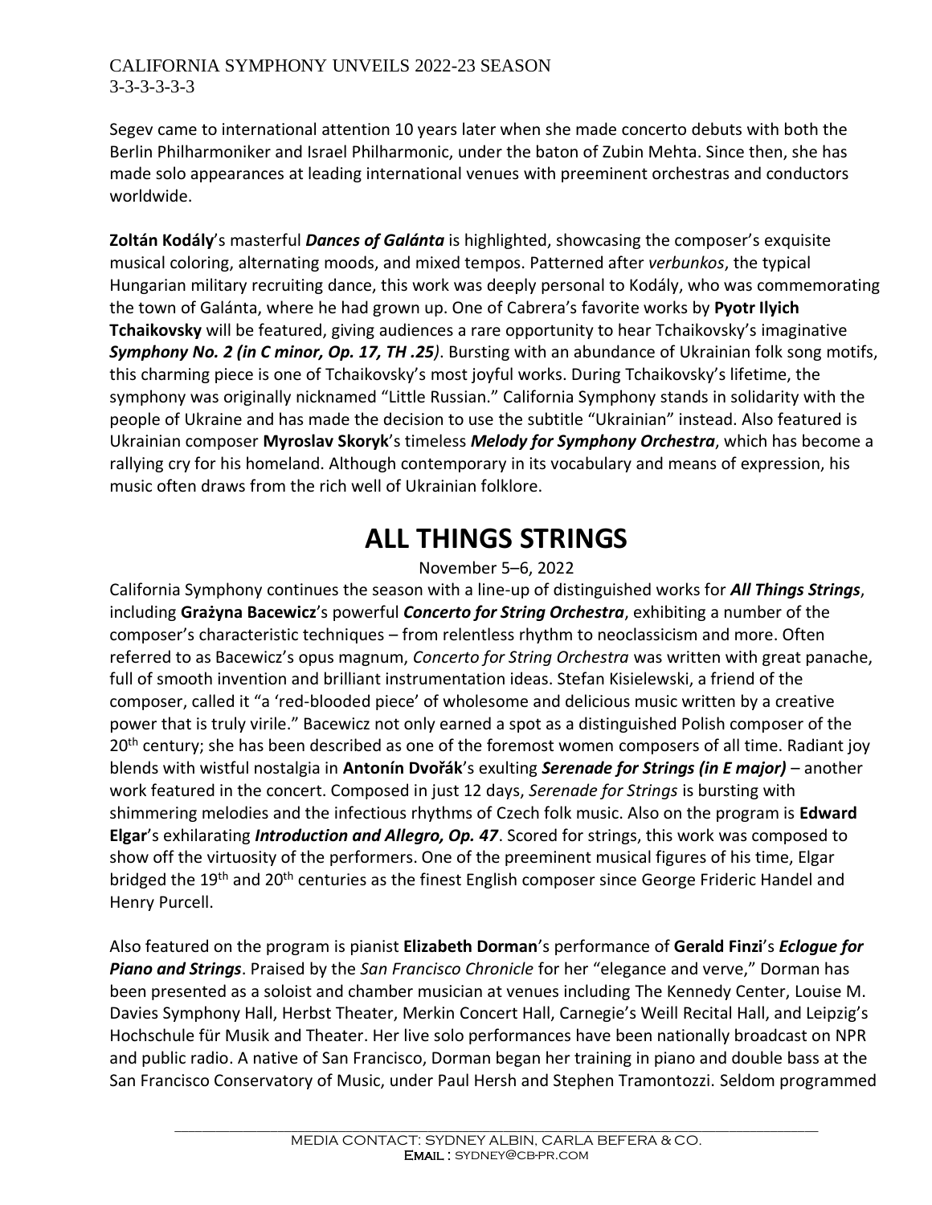Segev came to international attention 10 years later when she made concerto debuts with both the Berlin Philharmoniker and Israel Philharmonic, under the baton of Zubin Mehta. Since then, she has made solo appearances at leading international venues with preeminent orchestras and conductors worldwide.

**Zoltán Kodály**'s masterful ***Dances of Galánta*** is highlighted, showcasing the composer's exquisite musical coloring, alternating moods, and mixed tempos. Patterned after *verbunkos*, the typical Hungarian military recruiting dance, this work was deeply personal to Kodály, who was commemorating the town of Galánta, where he had grown up. One of Cabrera's favorite works by **Pyotr Ilyich Tchaikovsky** will be featured, giving audiences a rare opportunity to hear Tchaikovsky's imaginative ***Symphony No. 2 (in C minor, Op. 17, TH .25)***. Bursting with an abundance of Ukrainian folk song motifs, this charming piece is one of Tchaikovsky's most joyful works. During Tchaikovsky's lifetime, the symphony was originally nicknamed "Little Russian." California Symphony stands in solidarity with the people of Ukraine and has made the decision to use the subtitle "Ukrainian" instead. Also featured is Ukrainian composer **Myroslav Skoryk**'s timeless ***Melody for Symphony Orchestra***, which has become a rallying cry for his homeland. Although contemporary in its vocabulary and means of expression, his music often draws from the rich well of Ukrainian folklore.

# ALL THINGS STRINGS

November 5–6, 2022

California Symphony continues the season with a line-up of distinguished works for ***All Things Strings***, including **Grażyna Bacewicz**'s powerful ***Concerto for String Orchestra***, exhibiting a number of the composer's characteristic techniques – from relentless rhythm to neoclassicism and more. Often referred to as Bacewicz's opus magnum, *Concerto for String Orchestra* was written with great panache, full of smooth invention and brilliant instrumentation ideas. Stefan Kisielewski, a friend of the composer, called it "a 'red-blooded piece' of wholesome and delicious music written by a creative power that is truly virile." Bacewicz not only earned a spot as a distinguished Polish composer of the 20th century; she has been described as one of the foremost women composers of all time. Radiant joy blends with wistful nostalgia in **Antonín Dvořák**'s exulting ***Serenade for Strings (in E major)*** – another work featured in the concert. Composed in just 12 days, *Serenade for Strings* is bursting with shimmering melodies and the infectious rhythms of Czech folk music. Also on the program is **Edward Elgar**'s exhilarating ***Introduction and Allegro, Op. 47***. Scored for strings, this work was composed to show off the virtuosity of the performers. One of the preeminent musical figures of his time, Elgar bridged the 19th and 20th centuries as the finest English composer since George Frideric Handel and Henry Purcell.

Also featured on the program is pianist **Elizabeth Dorman**'s performance of **Gerald Finzi**'s ***Eclogue for Piano and Strings***. Praised by the *San Francisco Chronicle* for her "elegance and verve," Dorman has been presented as a soloist and chamber musician at venues including The Kennedy Center, Louise M. Davies Symphony Hall, Herbst Theater, Merkin Concert Hall, Carnegie's Weill Recital Hall, and Leipzig's Hochschule für Musik and Theater. Her live solo performances have been nationally broadcast on NPR and public radio. A native of San Francisco, Dorman began her training in piano and double bass at the San Francisco Conservatory of Music, under Paul Hersh and Stephen Tramontozzi. Seldom programmed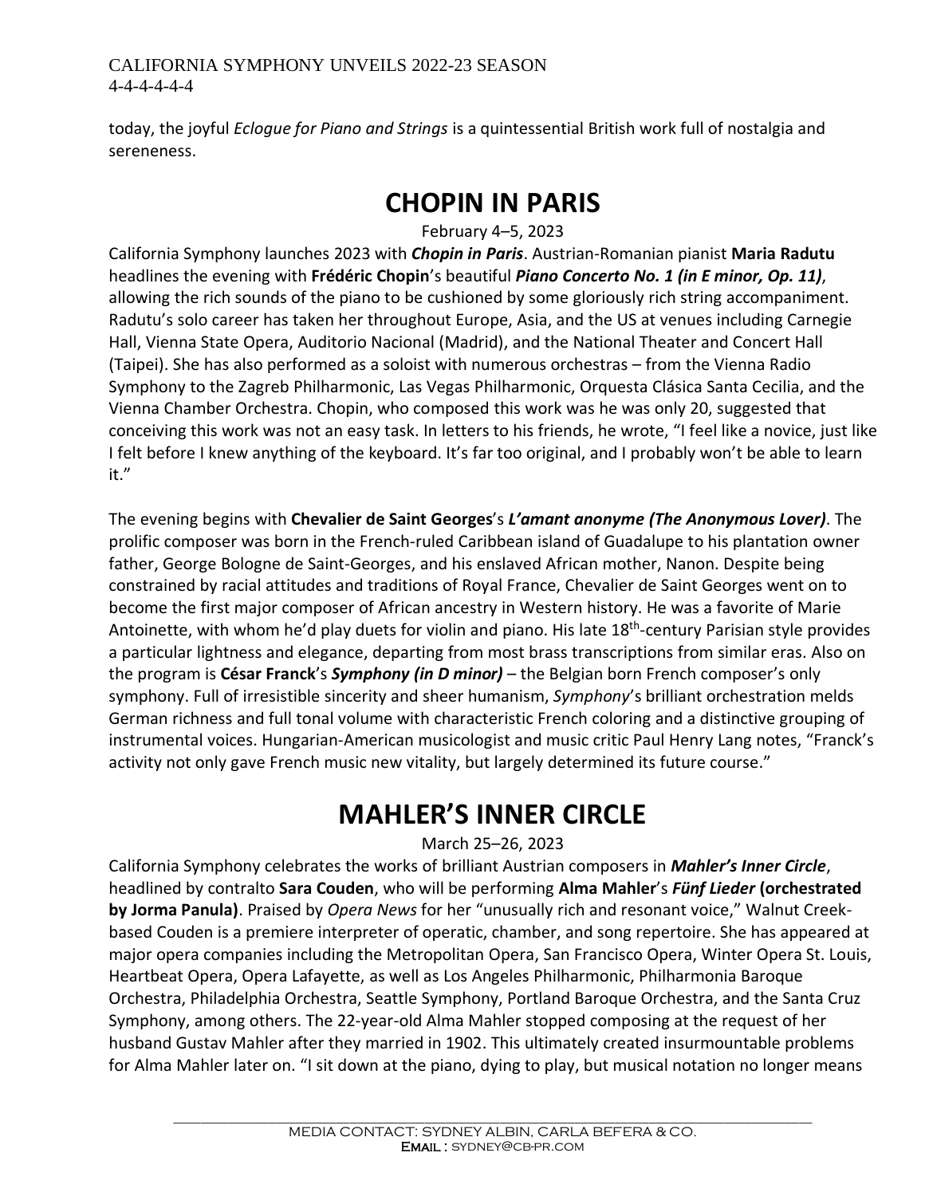today, the joyful *Eclogue for Piano and Strings* is a quintessential British work full of nostalgia and sereneness.

# CHOPIN IN PARIS

February 4–5, 2023

California Symphony launches 2023 with ***Chopin in Paris***. Austrian-Romanian pianist **Maria Radutu** headlines the evening with **Frédéric Chopin**'s beautiful ***Piano Concerto No. 1 (in E minor, Op. 11)***, allowing the rich sounds of the piano to be cushioned by some gloriously rich string accompaniment. Radutu's solo career has taken her throughout Europe, Asia, and the US at venues including Carnegie Hall, Vienna State Opera, Auditorio Nacional (Madrid), and the National Theater and Concert Hall (Taipei). She has also performed as a soloist with numerous orchestras – from the Vienna Radio Symphony to the Zagreb Philharmonic, Las Vegas Philharmonic, Orquesta Clásica Santa Cecilia, and the Vienna Chamber Orchestra. Chopin, who composed this work was he was only 20, suggested that conceiving this work was not an easy task. In letters to his friends, he wrote, "I feel like a novice, just like I felt before I knew anything of the keyboard. It's far too original, and I probably won't be able to learn it."

The evening begins with **Chevalier de Saint Georges**'s ***L'amant anonyme (The Anonymous Lover)***. The prolific composer was born in the French-ruled Caribbean island of Guadalupe to his plantation owner father, George Bologne de Saint-Georges, and his enslaved African mother, Nanon. Despite being constrained by racial attitudes and traditions of Royal France, Chevalier de Saint Georges went on to become the first major composer of African ancestry in Western history. He was a favorite of Marie Antoinette, with whom he'd play duets for violin and piano. His late 18th-century Parisian style provides a particular lightness and elegance, departing from most brass transcriptions from similar eras. Also on the program is **César Franck**'s ***Symphony (in D minor)*** – the Belgian born French composer's only symphony. Full of irresistible sincerity and sheer humanism, *Symphony*'s brilliant orchestration melds German richness and full tonal volume with characteristic French coloring and a distinctive grouping of instrumental voices. Hungarian-American musicologist and music critic Paul Henry Lang notes, "Franck's activity not only gave French music new vitality, but largely determined its future course."

# MAHLER'S INNER CIRCLE

March 25–26, 2023

California Symphony celebrates the works of brilliant Austrian composers in ***Mahler's Inner Circle***, headlined by contralto **Sara Couden**, who will be performing **Alma Mahler**'s ***Fünf Lieder* (orchestrated by Jorma Panula)**. Praised by *Opera News* for her "unusually rich and resonant voice," Walnut Creek-based Couden is a premiere interpreter of operatic, chamber, and song repertoire. She has appeared at major opera companies including the Metropolitan Opera, San Francisco Opera, Winter Opera St. Louis, Heartbeat Opera, Opera Lafayette, as well as Los Angeles Philharmonic, Philharmonia Baroque Orchestra, Philadelphia Orchestra, Seattle Symphony, Portland Baroque Orchestra, and the Santa Cruz Symphony, among others. The 22-year-old Alma Mahler stopped composing at the request of her husband Gustav Mahler after they married in 1902. This ultimately created insurmountable problems for Alma Mahler later on. "I sit down at the piano, dying to play, but musical notation no longer means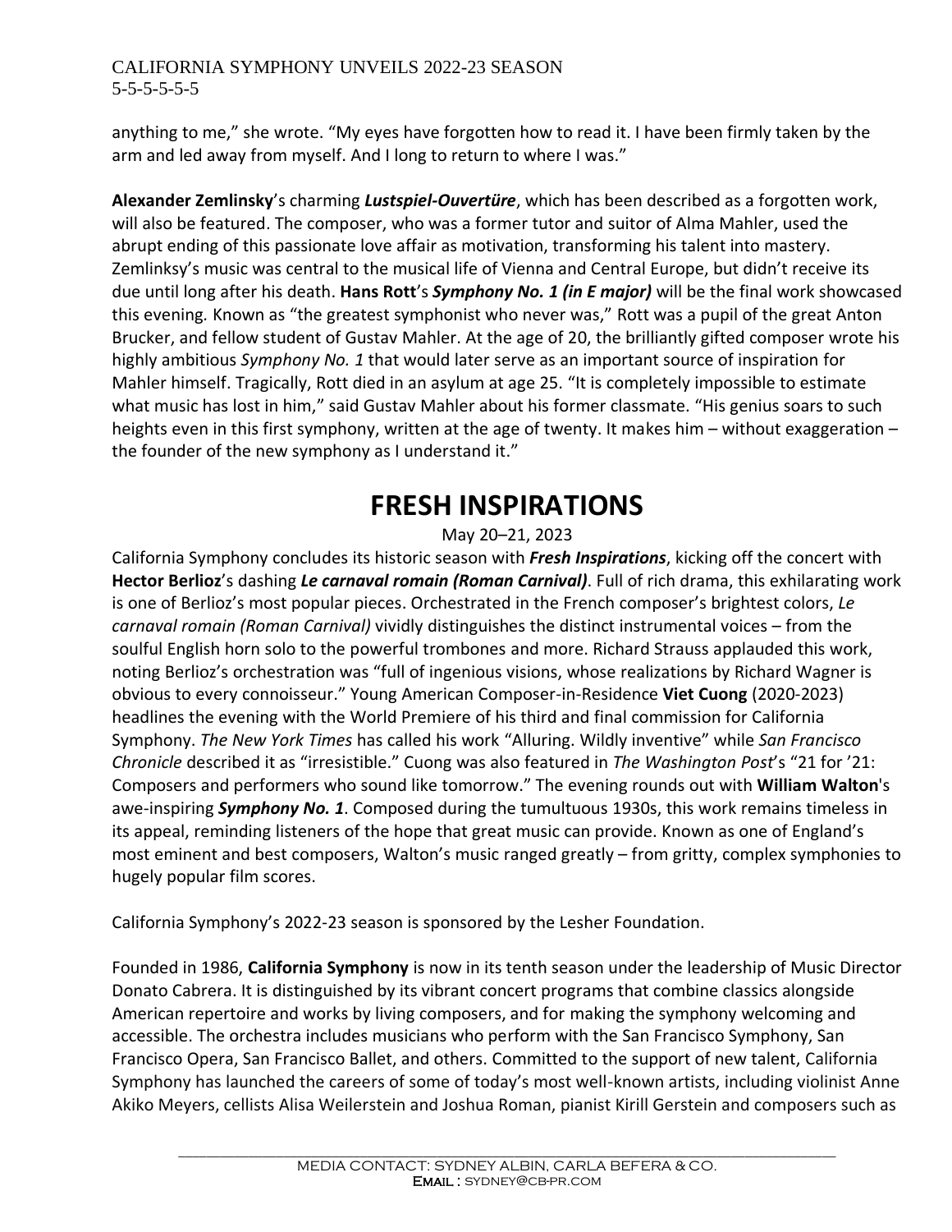anything to me," she wrote. "My eyes have forgotten how to read it. I have been firmly taken by the arm and led away from myself. And I long to return to where I was."

**Alexander Zemlinsky**'s charming ***Lustspiel-Ouvertüre***, which has been described as a forgotten work, will also be featured. The composer, who was a former tutor and suitor of Alma Mahler, used the abrupt ending of this passionate love affair as motivation, transforming his talent into mastery. Zemlinksy's music was central to the musical life of Vienna and Central Europe, but didn't receive its due until long after his death. **Hans Rott**'s ***Symphony No. 1 (in E major)*** will be the final work showcased this evening. Known as "the greatest symphonist who never was," Rott was a pupil of the great Anton Brucker, and fellow student of Gustav Mahler. At the age of 20, the brilliantly gifted composer wrote his highly ambitious *Symphony No. 1* that would later serve as an important source of inspiration for Mahler himself. Tragically, Rott died in an asylum at age 25. "It is completely impossible to estimate what music has lost in him," said Gustav Mahler about his former classmate. "His genius soars to such heights even in this first symphony, written at the age of twenty. It makes him – without exaggeration – the founder of the new symphony as I understand it."

# FRESH INSPIRATIONS

May 20–21, 2023

California Symphony concludes its historic season with ***Fresh Inspirations***, kicking off the concert with **Hector Berlioz**'s dashing ***Le carnaval romain (Roman Carnival)***. Full of rich drama, this exhilarating work is one of Berlioz's most popular pieces. Orchestrated in the French composer's brightest colors, *Le carnaval romain (Roman Carnival)* vividly distinguishes the distinct instrumental voices – from the soulful English horn solo to the powerful trombones and more. Richard Strauss applauded this work, noting Berlioz's orchestration was "full of ingenious visions, whose realizations by Richard Wagner is obvious to every connoisseur." Young American Composer-in-Residence **Viet Cuong** (2020-2023) headlines the evening with the World Premiere of his third and final commission for California Symphony. *The New York Times* has called his work "Alluring. Wildly inventive" while *San Francisco Chronicle* described it as "irresistible." Cuong was also featured in *The Washington Post*'s "21 for '21: Composers and performers who sound like tomorrow." The evening rounds out with **William Walton**'s awe-inspiring ***Symphony No. 1***. Composed during the tumultuous 1930s, this work remains timeless in its appeal, reminding listeners of the hope that great music can provide. Known as one of England's most eminent and best composers, Walton's music ranged greatly – from gritty, complex symphonies to hugely popular film scores.

California Symphony's 2022-23 season is sponsored by the Lesher Foundation.

Founded in 1986, **California Symphony** is now in its tenth season under the leadership of Music Director Donato Cabrera. It is distinguished by its vibrant concert programs that combine classics alongside American repertoire and works by living composers, and for making the symphony welcoming and accessible. The orchestra includes musicians who perform with the San Francisco Symphony, San Francisco Opera, San Francisco Ballet, and others. Committed to the support of new talent, California Symphony has launched the careers of some of today's most well-known artists, including violinist Anne Akiko Meyers, cellists Alisa Weilerstein and Joshua Roman, pianist Kirill Gerstein and composers such as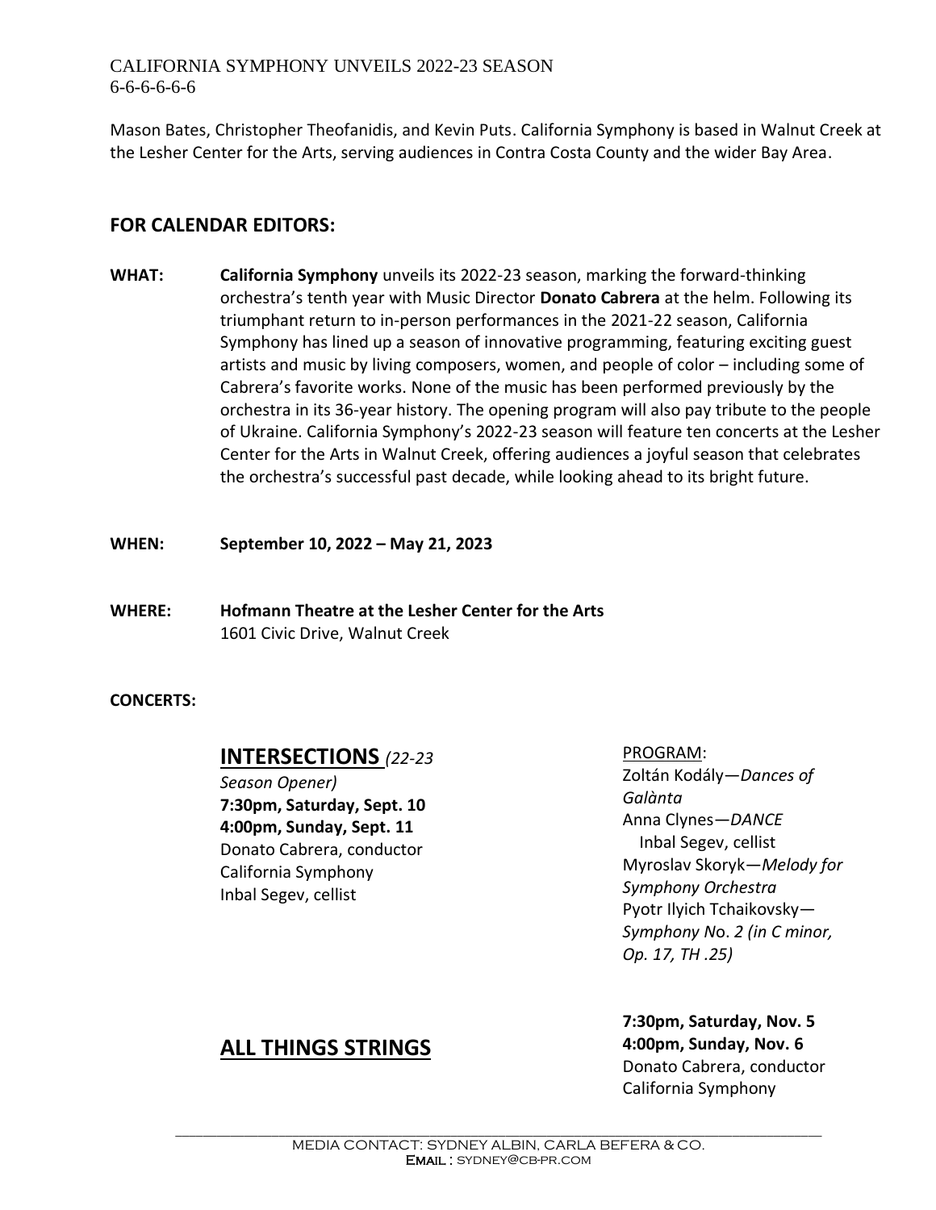Mason Bates, Christopher Theofanidis, and Kevin Puts. California Symphony is based in Walnut Creek at the Lesher Center for the Arts, serving audiences in Contra Costa County and the wider Bay Area.

## FOR CALENDAR EDITORS:

**WHAT:** **California Symphony** unveils its 2022-23 season, marking the forward-thinking orchestra's tenth year with Music Director **Donato Cabrera** at the helm. Following its triumphant return to in-person performances in the 2021-22 season, California Symphony has lined up a season of innovative programming, featuring exciting guest artists and music by living composers, women, and people of color – including some of Cabrera's favorite works. None of the music has been performed previously by the orchestra in its 36-year history. The opening program will also pay tribute to the people of Ukraine. California Symphony's 2022-23 season will feature ten concerts at the Lesher Center for the Arts in Walnut Creek, offering audiences a joyful season that celebrates the orchestra's successful past decade, while looking ahead to its bright future.

**WHEN:** **September 10, 2022 – May 21, 2023**

**WHERE:** **Hofmann Theatre at the Lesher Center for the Arts**
1601 Civic Drive, Walnut Creek

**CONCERTS:**

## INTERSECTIONS *(22-23 Season Opener)*

**7:30pm, Saturday, Sept. 10**
**4:00pm, Sunday, Sept. 11**
Donato Cabrera, conductor
California Symphony
Inbal Segev, cellist

PROGRAM:
Zoltán Kodály—*Dances of Galànta*
Anna Clynes—*DANCE*
Inbal Segev, cellist
Myroslav Skoryk—*Melody for Symphony Orchestra*
Pyotr Ilyich Tchaikovsky—*Symphony No. 2 (in C minor, Op. 17, TH .25)*

## ALL THINGS STRINGS

**7:30pm, Saturday, Nov. 5**
**4:00pm, Sunday, Nov. 6**
Donato Cabrera, conductor
California Symphony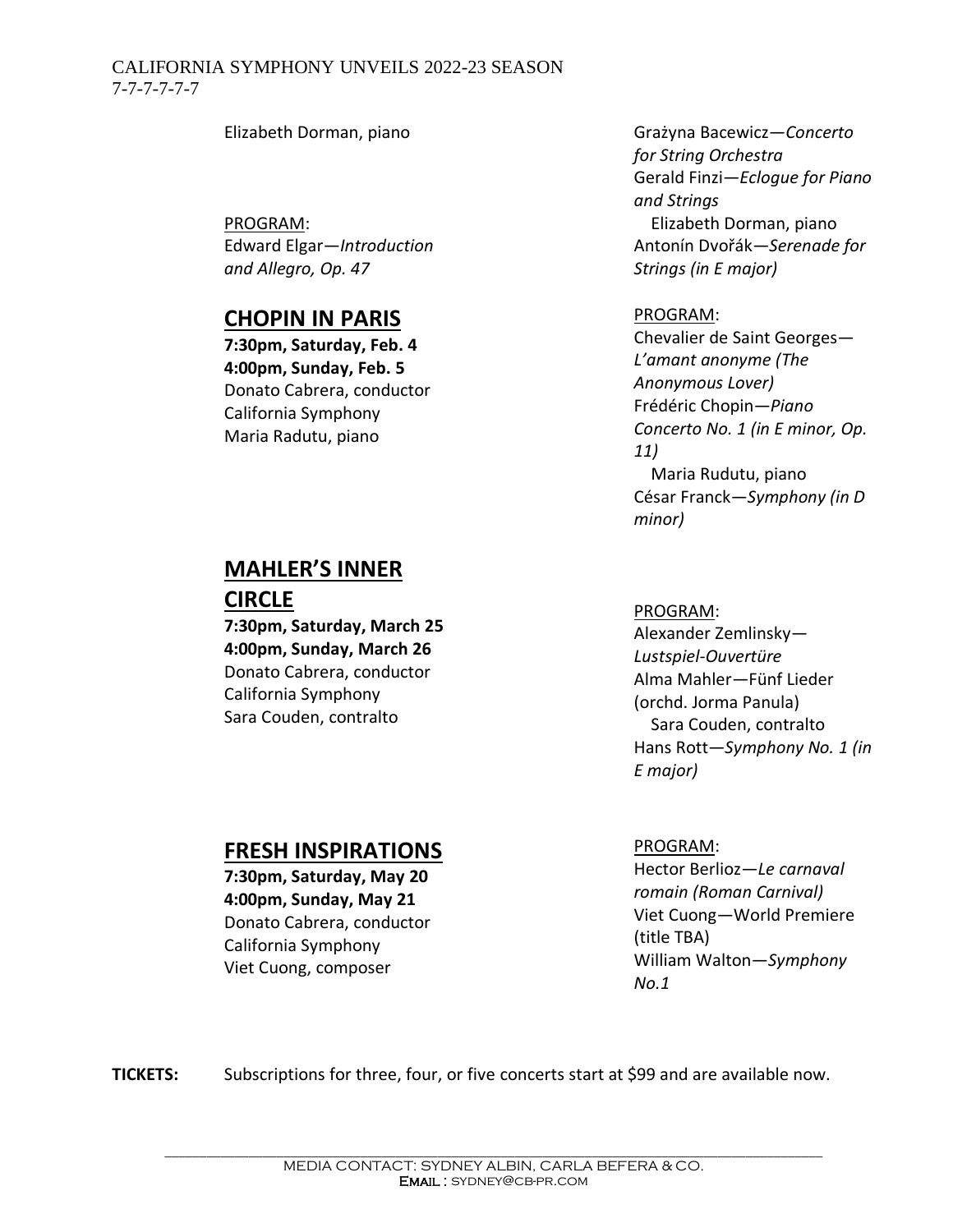Elizabeth Dorman, piano

Grażyna Bacewicz—*Concerto for String Orchestra*
Gerald Finzi—*Eclogue for Piano and Strings*
Elizabeth Dorman, piano
Antonín Dvořák—*Serenade for Strings (in E major)*

PROGRAM:
Edward Elgar—*Introduction and Allegro, Op. 47*

## CHOPIN IN PARIS

**7:30pm, Saturday, Feb. 4**
**4:00pm, Sunday, Feb. 5**
Donato Cabrera, conductor
California Symphony
Maria Radutu, piano

PROGRAM:
Chevalier de Saint Georges—*L'amant anonyme (The Anonymous Lover)*
Frédéric Chopin—*Piano Concerto No. 1 (in E minor, Op. 11)*
Maria Rudutu, piano
César Franck—*Symphony (in D minor)*

## MAHLER'S INNER CIRCLE

**7:30pm, Saturday, March 25**
**4:00pm, Sunday, March 26**
Donato Cabrera, conductor
California Symphony
Sara Couden, contralto

PROGRAM:
Alexander Zemlinsky—*Lustspiel-Ouvertüre*
Alma Mahler—Fünf Lieder (orchd. Jorma Panula)
Sara Couden, contralto
Hans Rott—*Symphony No. 1 (in E major)*

## FRESH INSPIRATIONS

**7:30pm, Saturday, May 20**
**4:00pm, Sunday, May 21**
Donato Cabrera, conductor
California Symphony
Viet Cuong, composer

PROGRAM:
Hector Berlioz—*Le carnaval romain (Roman Carnival)*
Viet Cuong—World Premiere (title TBA)
William Walton—*Symphony No.1*

**TICKETS:** Subscriptions for three, four, or five concerts start at $99 and are available now.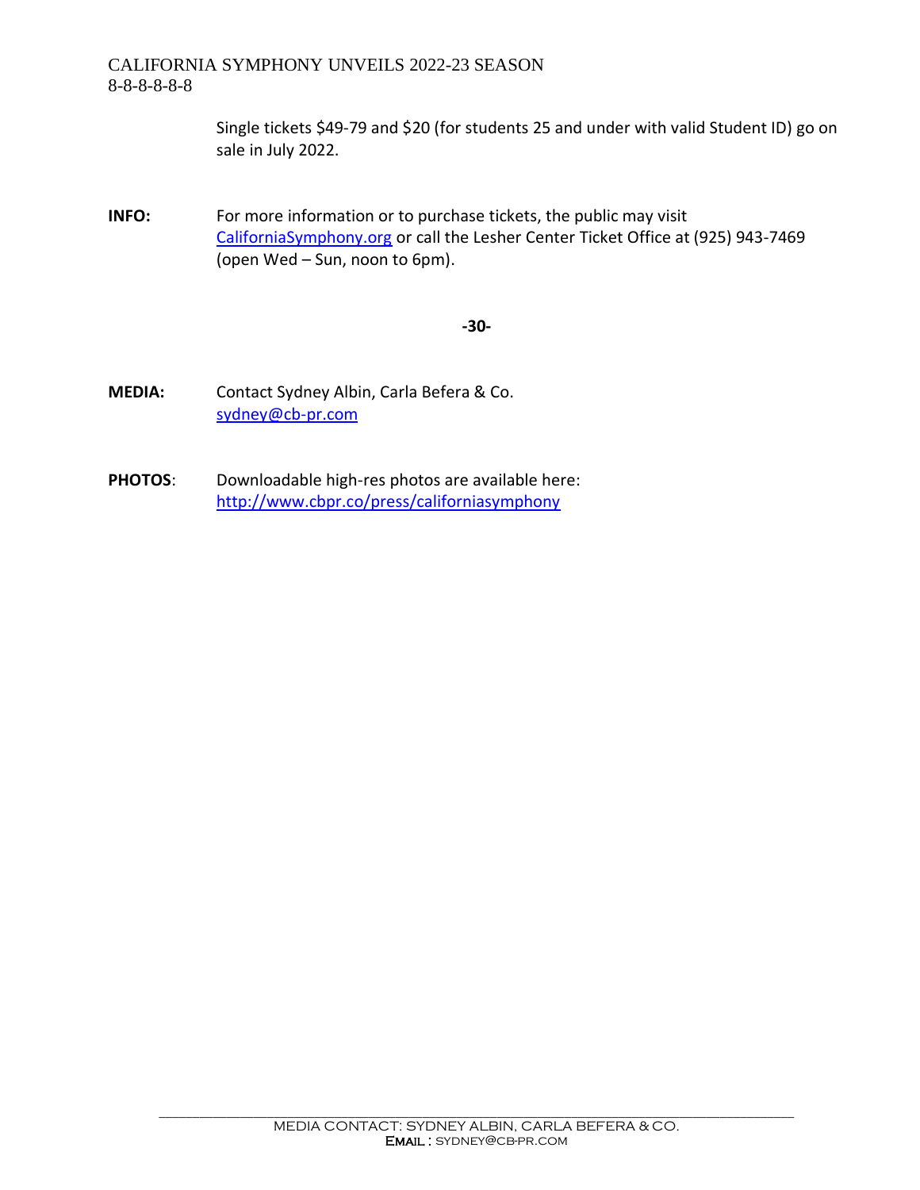Single tickets $49-79 and $20 (for students 25 and under with valid Student ID) go on sale in July 2022.

**INFO:** For more information or to purchase tickets, the public may visit CaliforniaSymphony.org or call the Lesher Center Ticket Office at (925) 943-7469 (open Wed – Sun, noon to 6pm).

**-30-**

**MEDIA:** Contact Sydney Albin, Carla Befera & Co.
sydney@cb-pr.com

**PHOTOS**: Downloadable high-res photos are available here:
http://www.cbpr.co/press/californiasymphony